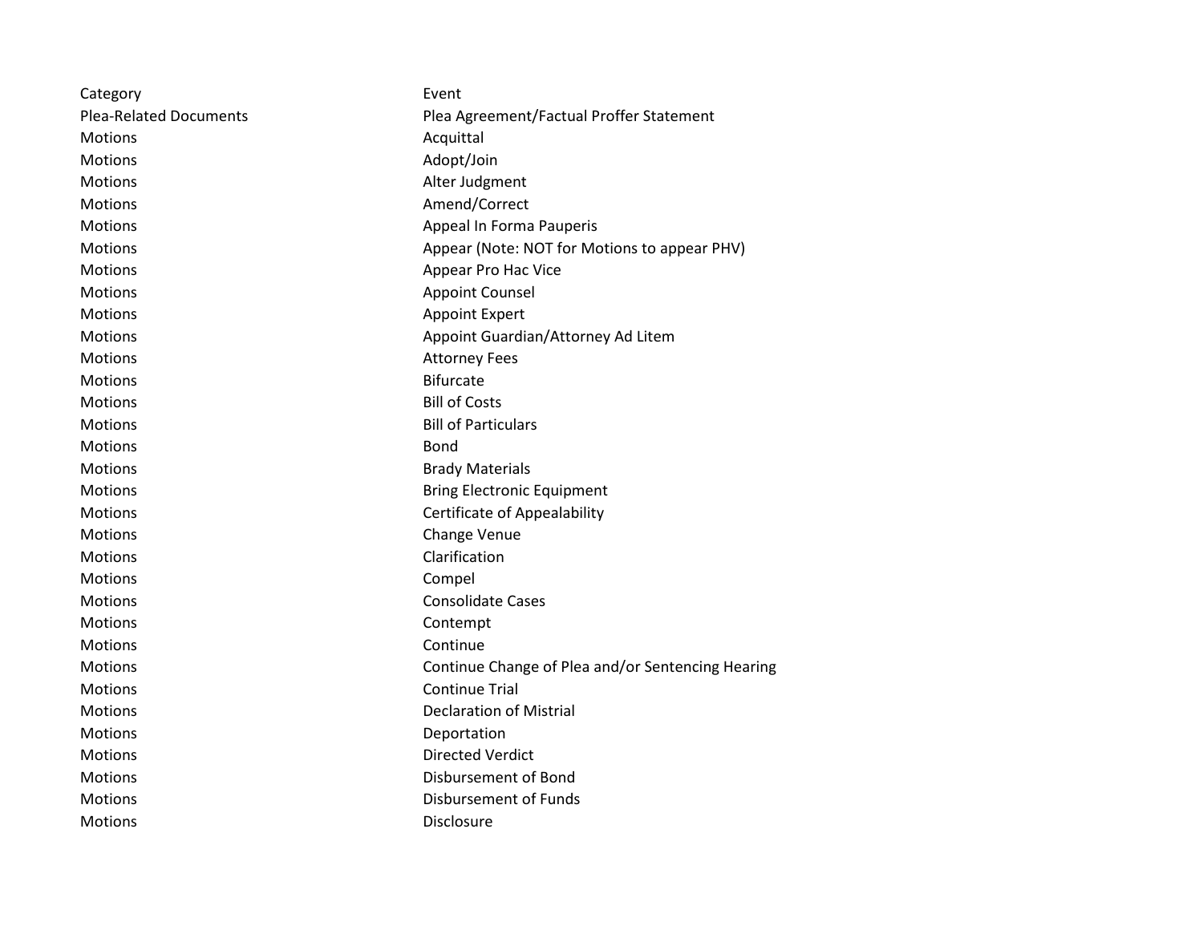| Category | Event |
| --- | --- |
| Plea-Related Documents | Plea Agreement/Factual Proffer Statement |
| Motions | Acquittal |
| Motions | Adopt/Join |
| Motions | Alter Judgment |
| Motions | Amend/Correct |
| Motions | Appeal In Forma Pauperis |
| Motions | Appear (Note: NOT for Motions to appear PHV) |
| Motions | Appear Pro Hac Vice |
| Motions | Appoint Counsel |
| Motions | Appoint Expert |
| Motions | Appoint Guardian/Attorney Ad Litem |
| Motions | Attorney Fees |
| Motions | Bifurcate |
| Motions | Bill of Costs |
| Motions | Bill of Particulars |
| Motions | Bond |
| Motions | Brady Materials |
| Motions | Bring Electronic Equipment |
| Motions | Certificate of Appealability |
| Motions | Change Venue |
| Motions | Clarification |
| Motions | Compel |
| Motions | Consolidate Cases |
| Motions | Contempt |
| Motions | Continue |
| Motions | Continue Change of Plea and/or Sentencing Hearing |
| Motions | Continue Trial |
| Motions | Declaration of Mistrial |
| Motions | Deportation |
| Motions | Directed Verdict |
| Motions | Disbursement of Bond |
| Motions | Disbursement of Funds |
| Motions | Disclosure |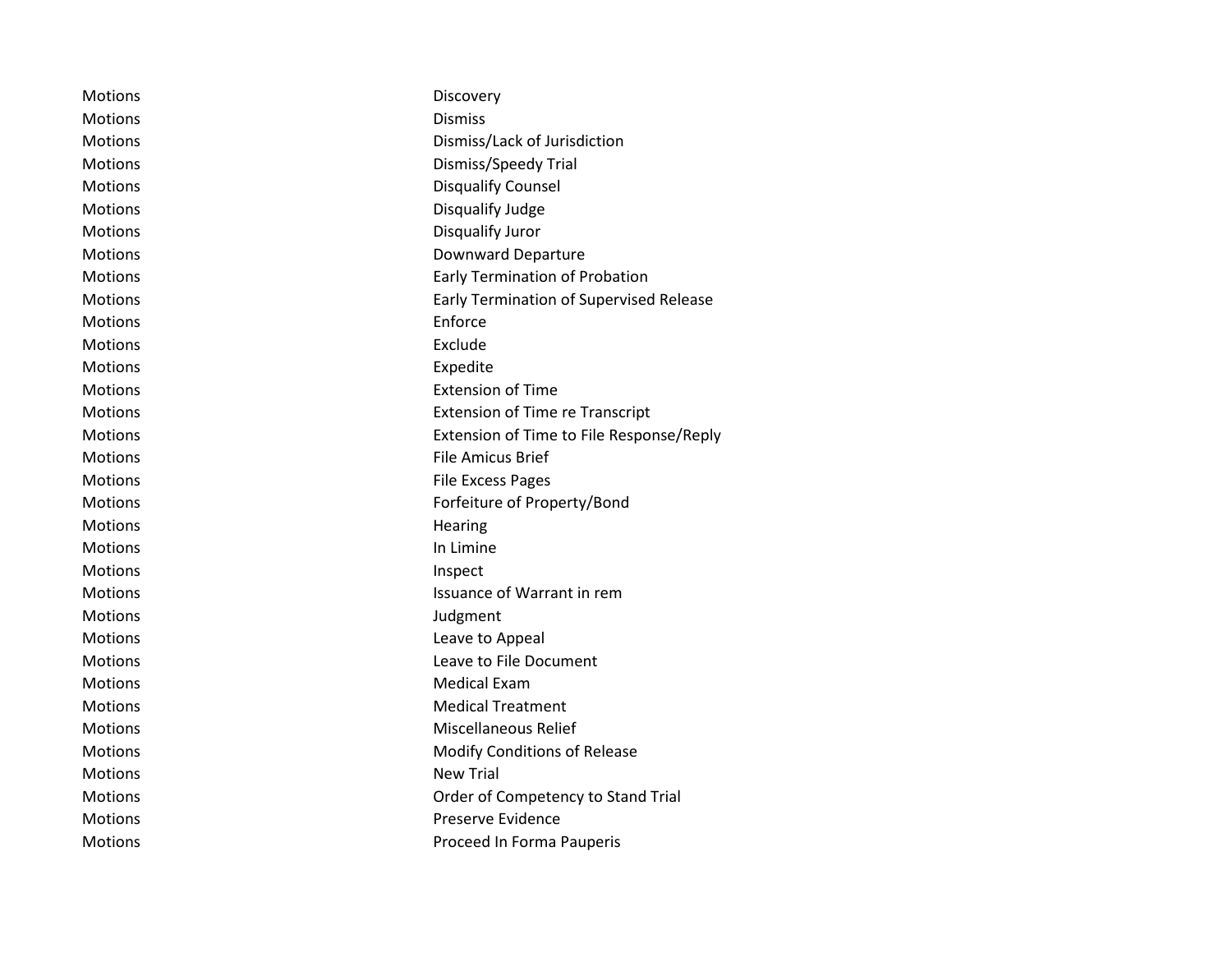| | |
|---|---|
| Motions | Discovery |
| Motions | Dismiss |
| Motions | Dismiss/Lack of Jurisdiction |
| Motions | Dismiss/Speedy Trial |
| Motions | Disqualify Counsel |
| Motions | Disqualify Judge |
| Motions | Disqualify Juror |
| Motions | Downward Departure |
| Motions | Early Termination of Probation |
| Motions | Early Termination of Supervised Release |
| Motions | Enforce |
| Motions | Exclude |
| Motions | Expedite |
| Motions | Extension of Time |
| Motions | Extension of Time re Transcript |
| Motions | Extension of Time to File Response/Reply |
| Motions | File Amicus Brief |
| Motions | File Excess Pages |
| Motions | Forfeiture of Property/Bond |
| Motions | Hearing |
| Motions | In Limine |
| Motions | Inspect |
| Motions | Issuance of Warrant in rem |
| Motions | Judgment |
| Motions | Leave to Appeal |
| Motions | Leave to File Document |
| Motions | Medical Exam |
| Motions | Medical Treatment |
| Motions | Miscellaneous Relief |
| Motions | Modify Conditions of Release |
| Motions | New Trial |
| Motions | Order of Competency to Stand Trial |
| Motions | Preserve Evidence |
| Motions | Proceed In Forma Pauperis |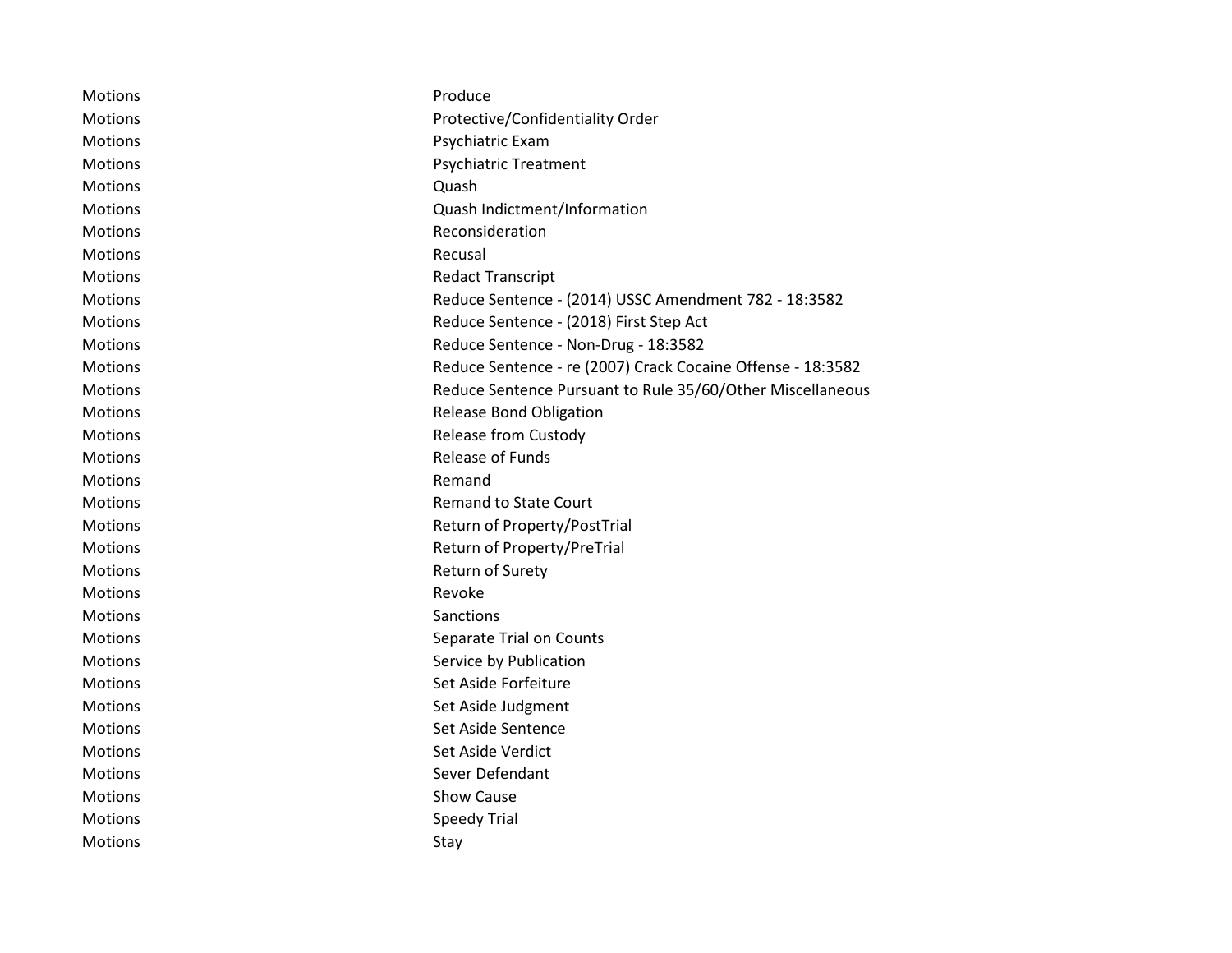| | |
|---|---|
| Motions | Produce |
| Motions | Protective/Confidentiality Order |
| Motions | Psychiatric Exam |
| Motions | Psychiatric Treatment |
| Motions | Quash |
| Motions | Quash Indictment/Information |
| Motions | Reconsideration |
| Motions | Recusal |
| Motions | Redact Transcript |
| Motions | Reduce Sentence - (2014) USSC Amendment 782 - 18:3582 |
| Motions | Reduce Sentence - (2018) First Step Act |
| Motions | Reduce Sentence - Non-Drug - 18:3582 |
| Motions | Reduce Sentence - re (2007) Crack Cocaine Offense - 18:3582 |
| Motions | Reduce Sentence Pursuant to Rule 35/60/Other Miscellaneous |
| Motions | Release Bond Obligation |
| Motions | Release from Custody |
| Motions | Release of Funds |
| Motions | Remand |
| Motions | Remand to State Court |
| Motions | Return of Property/PostTrial |
| Motions | Return of Property/PreTrial |
| Motions | Return of Surety |
| Motions | Revoke |
| Motions | Sanctions |
| Motions | Separate Trial on Counts |
| Motions | Service by Publication |
| Motions | Set Aside Forfeiture |
| Motions | Set Aside Judgment |
| Motions | Set Aside Sentence |
| Motions | Set Aside Verdict |
| Motions | Sever Defendant |
| Motions | Show Cause |
| Motions | Speedy Trial |
| Motions | Stay |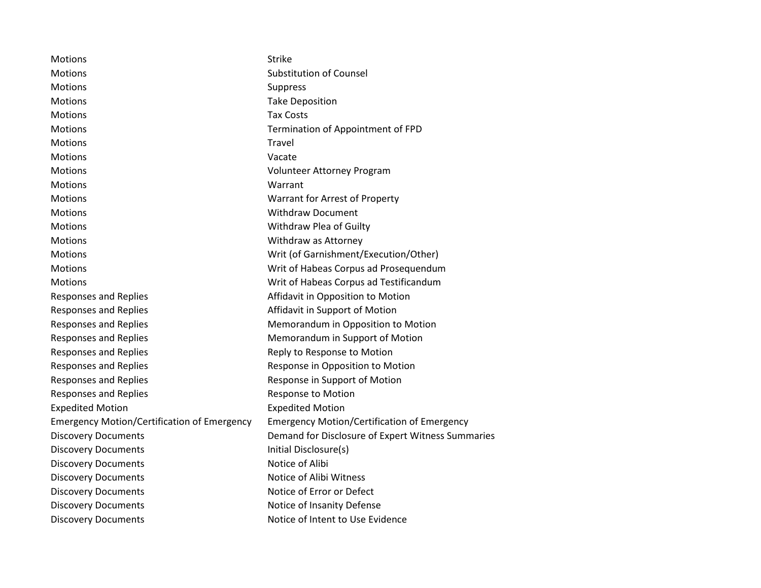| | |
|---|---|
| Motions | Strike |
| Motions | Substitution of Counsel |
| Motions | Suppress |
| Motions | Take Deposition |
| Motions | Tax Costs |
| Motions | Termination of Appointment of FPD |
| Motions | Travel |
| Motions | Vacate |
| Motions | Volunteer Attorney Program |
| Motions | Warrant |
| Motions | Warrant for Arrest of Property |
| Motions | Withdraw Document |
| Motions | Withdraw Plea of Guilty |
| Motions | Withdraw as Attorney |
| Motions | Writ (of Garnishment/Execution/Other) |
| Motions | Writ of Habeas Corpus ad Prosequendum |
| Motions | Writ of Habeas Corpus ad Testificandum |
| Responses and Replies | Affidavit in Opposition to Motion |
| Responses and Replies | Affidavit in Support of Motion |
| Responses and Replies | Memorandum in Opposition to Motion |
| Responses and Replies | Memorandum in Support of Motion |
| Responses and Replies | Reply to Response to Motion |
| Responses and Replies | Response in Opposition to Motion |
| Responses and Replies | Response in Support of Motion |
| Responses and Replies | Response to Motion |
| Expedited Motion | Expedited Motion |
| Emergency Motion/Certification of Emergency | Emergency Motion/Certification of Emergency |
| Discovery Documents | Demand for Disclosure of Expert Witness Summaries |
| Discovery Documents | Initial Disclosure(s) |
| Discovery Documents | Notice of Alibi |
| Discovery Documents | Notice of Alibi Witness |
| Discovery Documents | Notice of Error or Defect |
| Discovery Documents | Notice of Insanity Defense |
| Discovery Documents | Notice of Intent to Use Evidence |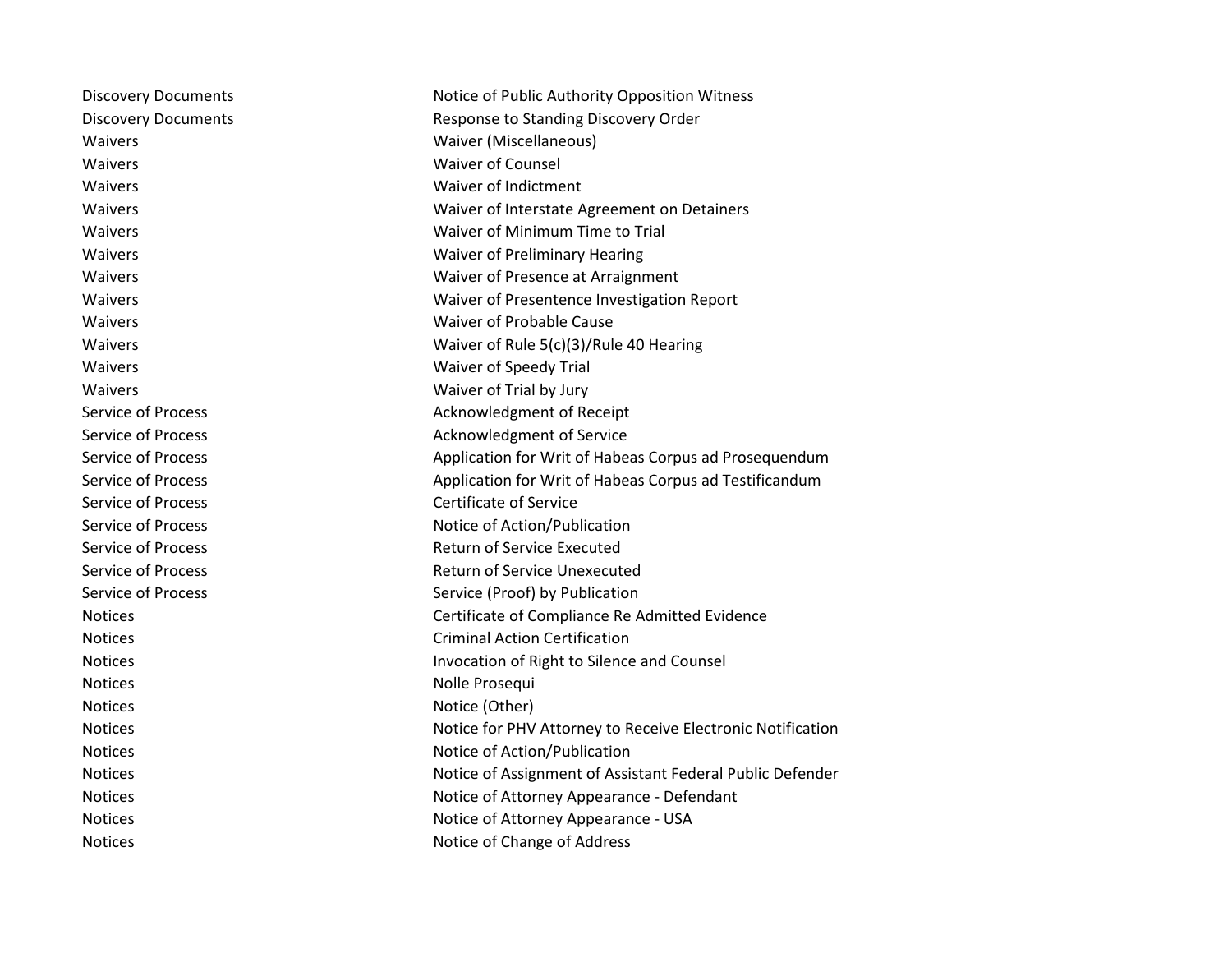| | |
|---|---|
| Discovery Documents | Notice of Public Authority Opposition Witness |
| Discovery Documents | Response to Standing Discovery Order |
| Waivers | Waiver (Miscellaneous) |
| Waivers | Waiver of Counsel |
| Waivers | Waiver of Indictment |
| Waivers | Waiver of Interstate Agreement on Detainers |
| Waivers | Waiver of Minimum Time to Trial |
| Waivers | Waiver of Preliminary Hearing |
| Waivers | Waiver of Presence at Arraignment |
| Waivers | Waiver of Presentence Investigation Report |
| Waivers | Waiver of Probable Cause |
| Waivers | Waiver of Rule 5(c)(3)/Rule 40 Hearing |
| Waivers | Waiver of Speedy Trial |
| Waivers | Waiver of Trial by Jury |
| Service of Process | Acknowledgment of Receipt |
| Service of Process | Acknowledgment of Service |
| Service of Process | Application for Writ of Habeas Corpus ad Prosequendum |
| Service of Process | Application for Writ of Habeas Corpus ad Testificandum |
| Service of Process | Certificate of Service |
| Service of Process | Notice of Action/Publication |
| Service of Process | Return of Service Executed |
| Service of Process | Return of Service Unexecuted |
| Service of Process | Service (Proof) by Publication |
| Notices | Certificate of Compliance Re Admitted Evidence |
| Notices | Criminal Action Certification |
| Notices | Invocation of Right to Silence and Counsel |
| Notices | Nolle Prosequi |
| Notices | Notice (Other) |
| Notices | Notice for PHV Attorney to Receive Electronic Notification |
| Notices | Notice of Action/Publication |
| Notices | Notice of Assignment of Assistant Federal Public Defender |
| Notices | Notice of Attorney Appearance - Defendant |
| Notices | Notice of Attorney Appearance - USA |
| Notices | Notice of Change of Address |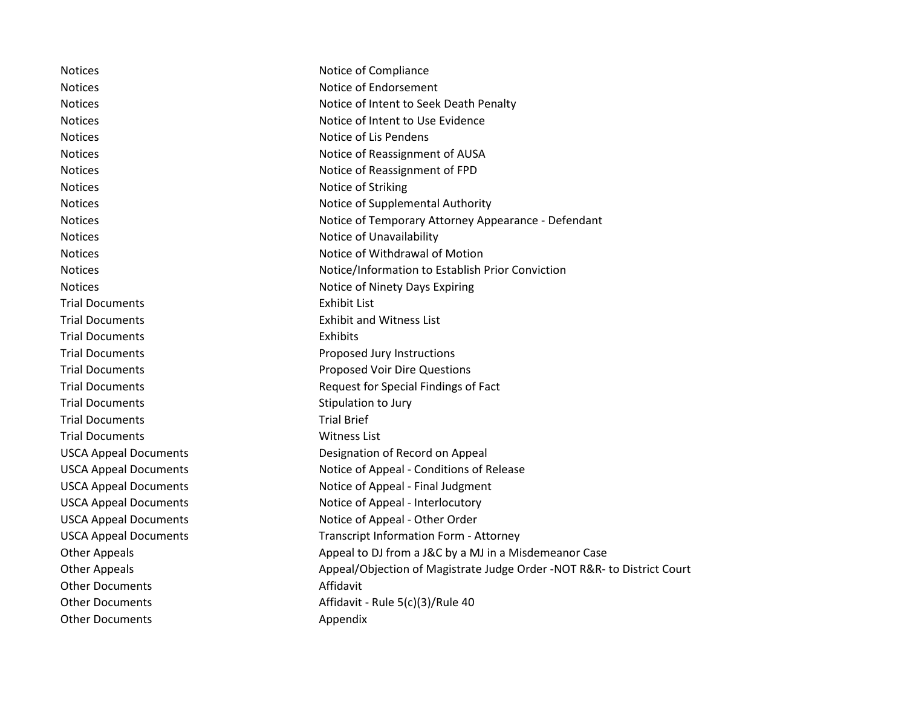| | |
|---|---|
| Notices | Notice of Compliance |
| Notices | Notice of Endorsement |
| Notices | Notice of Intent to Seek Death Penalty |
| Notices | Notice of Intent to Use Evidence |
| Notices | Notice of Lis Pendens |
| Notices | Notice of Reassignment of AUSA |
| Notices | Notice of Reassignment of FPD |
| Notices | Notice of Striking |
| Notices | Notice of Supplemental Authority |
| Notices | Notice of Temporary Attorney Appearance - Defendant |
| Notices | Notice of Unavailability |
| Notices | Notice of Withdrawal of Motion |
| Notices | Notice/Information to Establish Prior Conviction |
| Notices | Notice of Ninety Days Expiring |
| Trial Documents | Exhibit List |
| Trial Documents | Exhibit and Witness List |
| Trial Documents | Exhibits |
| Trial Documents | Proposed Jury Instructions |
| Trial Documents | Proposed Voir Dire Questions |
| Trial Documents | Request for Special Findings of Fact |
| Trial Documents | Stipulation to Jury |
| Trial Documents | Trial Brief |
| Trial Documents | Witness List |
| USCA Appeal Documents | Designation of Record on Appeal |
| USCA Appeal Documents | Notice of Appeal - Conditions of Release |
| USCA Appeal Documents | Notice of Appeal - Final Judgment |
| USCA Appeal Documents | Notice of Appeal - Interlocutory |
| USCA Appeal Documents | Notice of Appeal - Other Order |
| USCA Appeal Documents | Transcript Information Form - Attorney |
| Other Appeals | Appeal to DJ from a J&C by a MJ in a Misdemeanor Case |
| Other Appeals | Appeal/Objection of Magistrate Judge Order -NOT R&R- to District Court |
| Other Documents | Affidavit |
| Other Documents | Affidavit - Rule 5(c)(3)/Rule 40 |
| Other Documents | Appendix |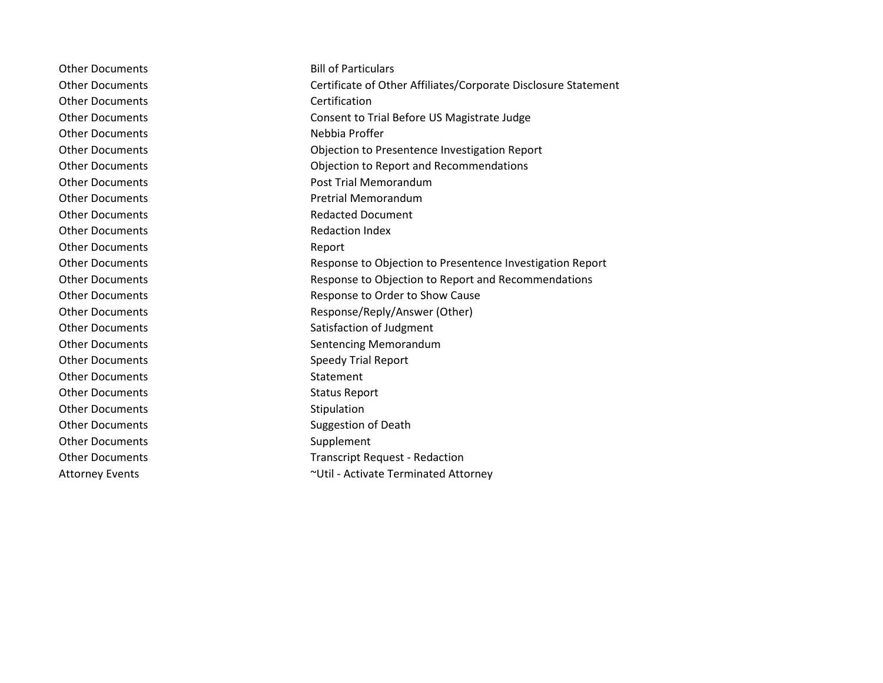| | |
|---|---|
| Other Documents | Bill of Particulars |
| Other Documents | Certificate of Other Affiliates/Corporate Disclosure Statement |
| Other Documents | Certification |
| Other Documents | Consent to Trial Before US Magistrate Judge |
| Other Documents | Nebbia Proffer |
| Other Documents | Objection to Presentence Investigation Report |
| Other Documents | Objection to Report and Recommendations |
| Other Documents | Post Trial Memorandum |
| Other Documents | Pretrial Memorandum |
| Other Documents | Redacted Document |
| Other Documents | Redaction Index |
| Other Documents | Report |
| Other Documents | Response to Objection to Presentence Investigation Report |
| Other Documents | Response to Objection to Report and Recommendations |
| Other Documents | Response to Order to Show Cause |
| Other Documents | Response/Reply/Answer (Other) |
| Other Documents | Satisfaction of Judgment |
| Other Documents | Sentencing Memorandum |
| Other Documents | Speedy Trial Report |
| Other Documents | Statement |
| Other Documents | Status Report |
| Other Documents | Stipulation |
| Other Documents | Suggestion of Death |
| Other Documents | Supplement |
| Other Documents | Transcript Request - Redaction |
| Attorney Events | ~Util - Activate Terminated Attorney |